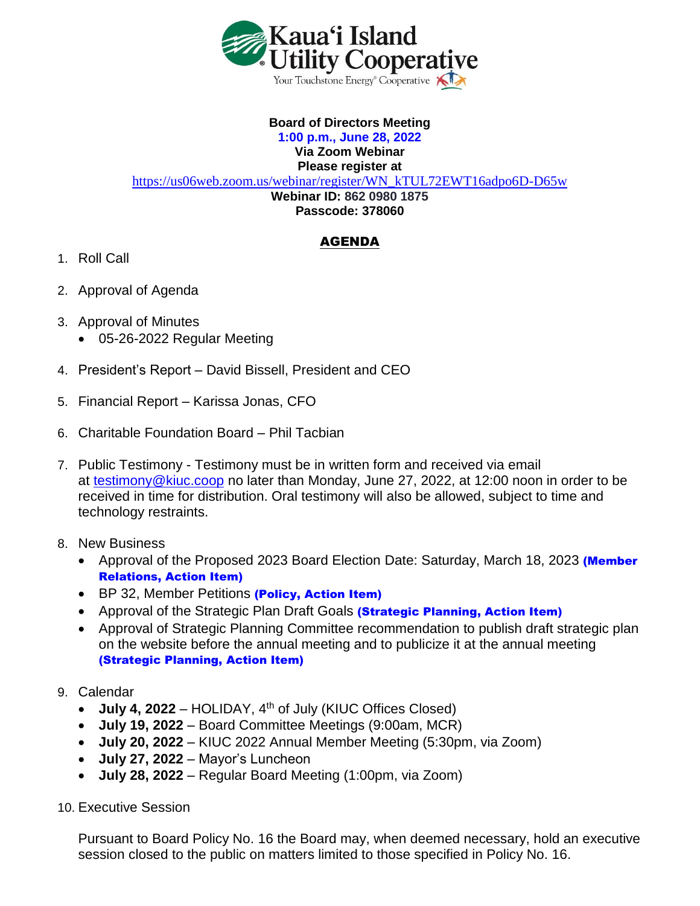Kauaʻi Island Utility Cooperative

Your Touchstone Energy® Cooperative

**Board of Directors Meeting**
**1:00 p.m., June 28, 2022**
**Via Zoom Webinar**
**Please register at**
https://us06web.zoom.us/webinar/register/WN_kTUL72EWT16adpo6D-D65w
**Webinar ID: 862 0980 1875**
**Passcode: 378060**

## AGENDA

1. Roll Call

2. Approval of Agenda

3. Approval of Minutes
   - 05-26-2022 Regular Meeting

4. President's Report – David Bissell, President and CEO

5. Financial Report – Karissa Jonas, CFO

6. Charitable Foundation Board – Phil Tacbian

7. Public Testimony - Testimony must be in written form and received via email at testimony@kiuc.coop no later than Monday, June 27, 2022, at 12:00 noon in order to be received in time for distribution. Oral testimony will also be allowed, subject to time and technology restraints.

8. New Business
   - Approval of the Proposed 2023 Board Election Date: Saturday, March 18, 2023 **(Member Relations, Action Item)**
   - BP 32, Member Petitions **(Policy, Action Item)**
   - Approval of the Strategic Plan Draft Goals **(Strategic Planning, Action Item)**
   - Approval of Strategic Planning Committee recommendation to publish draft strategic plan on the website before the annual meeting and to publicize it at the annual meeting **(Strategic Planning, Action Item)**

9. Calendar
   - **July 4, 2022** – HOLIDAY, 4th of July (KIUC Offices Closed)
   - **July 19, 2022** – Board Committee Meetings (9:00am, MCR)
   - **July 20, 2022** – KIUC 2022 Annual Member Meeting (5:30pm, via Zoom)
   - **July 27, 2022** – Mayor's Luncheon
   - **July 28, 2022** – Regular Board Meeting (1:00pm, via Zoom)

10. Executive Session

    Pursuant to Board Policy No. 16 the Board may, when deemed necessary, hold an executive session closed to the public on matters limited to those specified in Policy No. 16.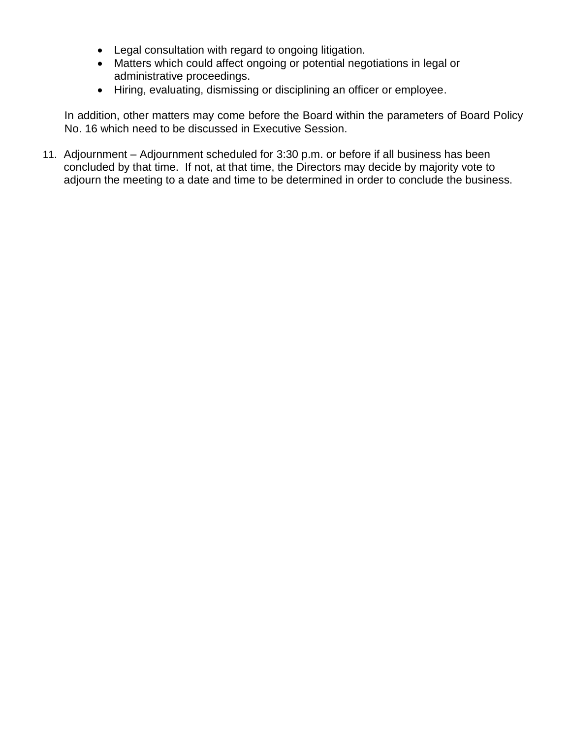- Legal consultation with regard to ongoing litigation.
- Matters which could affect ongoing or potential negotiations in legal or administrative proceedings.
- Hiring, evaluating, dismissing or disciplining an officer or employee.

In addition, other matters may come before the Board within the parameters of Board Policy No. 16 which need to be discussed in Executive Session.

11. Adjournment – Adjournment scheduled for 3:30 p.m. or before if all business has been concluded by that time. If not, at that time, the Directors may decide by majority vote to adjourn the meeting to a date and time to be determined in order to conclude the business.